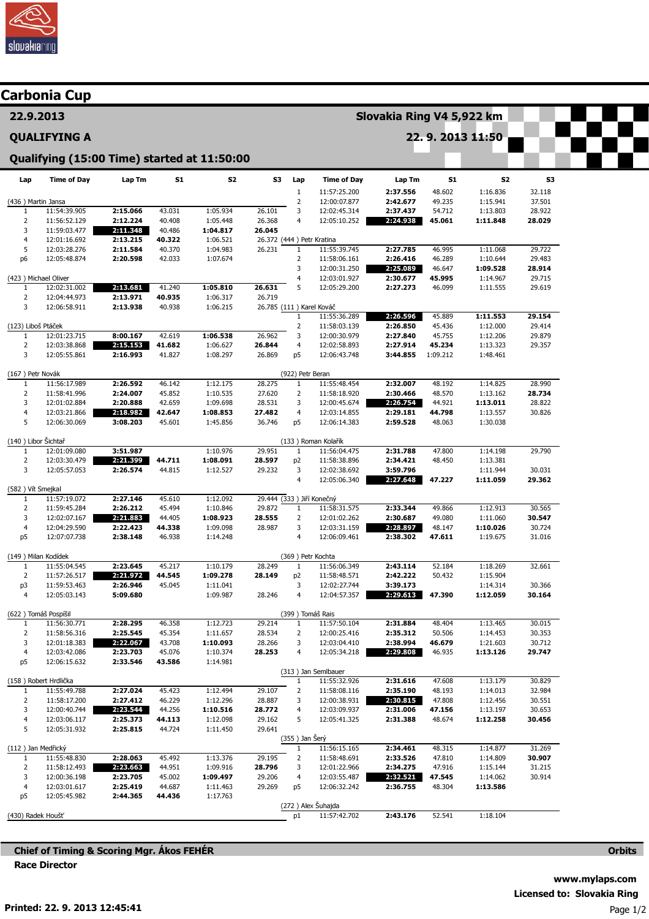# Carbonia Cup

**22.9.2013** — **Slovakia Ring V4 5,922 km**

**QUALIFYING A** — **22. 9. 2013 11:50**

**Qualifying (15:00 Time) started at 11:50:00**

| Lap | Time of Day | Lap Tm | S1 | S2 | S3 |
|---|---|---|---|---|---|
| **(436) Martin Jansa** | | | | | |
| 1 | 11:54:39.905 | 2:15.066 | 43.031 | 1:05.934 | 26.101 |
| 2 | 11:56:52.129 | 2:12.224 | 40.408 | 1:05.448 | 26.368 |
| 3 | 11:59:03.477 | **2:11.348** | 40.486 | **1:04.817** | **26.045** |
| 4 | 12:01:16.692 | 2:13.215 | **40.322** | 1:06.521 | 26.372 |
| 5 | 12:03:28.276 | 2:11.584 | 40.370 | 1:04.983 | 26.231 |
| p6 | 12:05:48.874 | 2:20.598 | 42.033 | 1:07.674 | |
| **(423) Michael Oliver** | | | | | |
| 1 | 12:02:31.002 | **2:13.681** | 41.240 | **1:05.810** | **26.631** |
| 2 | 12:04:44.973 | 2:13.971 | **40.935** | 1:06.317 | 26.719 |
| 3 | 12:06:58.911 | 2:13.938 | 40.938 | 1:06.215 | 26.785 |
| **(123) Liboš Ptáček** | | | | | |
| 1 | 12:01:23.715 | 8:00.167 | 42.619 | **1:06.538** | 26.962 |
| 2 | 12:03:38.868 | **2:15.153** | **41.682** | 1:06.627 | **26.844** |
| 3 | 12:05:55.861 | 2:16.993 | 41.827 | 1:08.297 | 26.869 |
| **(167) Petr Novák** | | | | | |
| 1 | 11:56:17.989 | 2:26.592 | 46.142 | 1:12.175 | 28.275 |
| 2 | 11:58:41.996 | 2:24.007 | 45.852 | 1:10.535 | 27.620 |
| 3 | 12:01:02.884 | 2:20.888 | 42.659 | 1:09.698 | 28.531 |
| 4 | 12:03:21.866 | **2:18.982** | **42.647** | **1:08.853** | **27.482** |
| 5 | 12:06:30.069 | 3:08.203 | 45.601 | 1:45.856 | 36.746 |
| **(140) Libor Šichtař** | | | | | |
| 1 | 12:01:09.080 | 3:51.987 | | 1:10.976 | 29.951 |
| 2 | 12:03:30.479 | **2:21.399** | **44.711** | **1:08.091** | **28.597** |
| 3 | 12:05:57.053 | 2:26.574 | 44.815 | 1:12.527 | 29.232 |
| **(582) Vít Smejkal** | | | | | |
| 1 | 11:57:19.072 | 2:27.146 | 45.610 | 1:12.092 | 29.444 |
| 2 | 11:59:45.284 | 2:26.212 | 45.494 | 1:10.846 | 29.872 |
| 3 | 12:02:07.167 | **2:21.883** | 44.405 | **1:08.923** | **28.555** |
| 4 | 12:04:29.590 | 2:22.423 | **44.338** | 1:09.098 | 28.987 |
| p5 | 12:07:07.738 | 2:38.148 | 46.938 | 1:14.248 | |
| **(149) Milan Kodídek** | | | | | |
| 1 | 11:55:04.545 | 2:23.645 | 45.217 | 1:10.179 | 28.249 |
| 2 | 11:57:26.517 | **2:21.972** | **44.545** | **1:09.278** | **28.149** |
| p3 | 11:59:53.463 | 2:26.946 | 45.045 | 1:11.041 | |
| 4 | 12:05:03.143 | 5:09.680 | | 1:09.987 | 28.246 |
| **(622) Tomáš Pospíšil** | | | | | |
| 1 | 11:56:30.771 | 2:28.295 | 46.358 | 1:12.723 | 29.214 |
| 2 | 11:58:56.316 | 2:25.545 | 45.354 | 1:11.657 | 28.534 |
| 3 | 12:01:18.383 | **2:22.067** | 43.708 | **1:10.093** | 28.266 |
| 4 | 12:03:42.086 | 2:23.703 | 45.076 | 1:10.374 | **28.253** |
| p5 | 12:06:15.632 | 2:33.546 | **43.586** | 1:14.981 | |
| **(158) Robert Hrdlička** | | | | | |
| 1 | 11:55:49.788 | 2:27.024 | 45.423 | 1:12.494 | 29.107 |
| 2 | 11:58:17.200 | 2:27.412 | 46.229 | 1:12.296 | 28.887 |
| 3 | 12:00:40.744 | **2:23.544** | 44.256 | **1:10.516** | **28.772** |
| 4 | 12:03:06.117 | 2:25.373 | **44.113** | 1:12.098 | 29.162 |
| 5 | 12:05:31.932 | 2:25.815 | 44.724 | 1:11.450 | 29.641 |
| **(112) Jan Meďřický** | | | | | |
| 1 | 11:55:48.830 | 2:28.063 | 45.492 | 1:13.376 | 29.195 |
| 2 | 11:58:12.493 | **2:23.663** | 44.951 | 1:09.916 | **28.796** |
| 3 | 12:00:36.198 | 2:23.705 | 45.002 | **1:09.497** | 29.206 |
| 4 | 12:03:01.617 | 2:25.419 | 44.687 | 1:11.463 | 29.269 |
| p5 | 12:05:45.982 | 2:44.365 | **44.436** | 1:17.763 | |
| **(430) Radek Houšť** | | | | | |
| 1 | 11:57:25.200 | 2:37.556 | 48.602 | 1:16.836 | 32.118 |
| 2 | 12:00:07.877 | 2:42.677 | 49.235 | 1:15.941 | 37.501 |
| 3 | 12:02:45.314 | 2:37.437 | 54.712 | 1:13.803 | 28.922 |
| 4 | 12:05:10.252 | **2:24.938** | **45.061** | **1:11.848** | **28.029** |
| **(444) Petr Kratina** | | | | | |
| 1 | 11:55:39.745 | 2:27.785 | 46.995 | 1:11.068 | 29.722 |
| 2 | 11:58:06.161 | 2:26.416 | 46.289 | 1:10.644 | 29.483 |
| 3 | 12:00:31.250 | **2:25.089** | 46.647 | **1:09.528** | **28.914** |
| 4 | 12:03:01.927 | 2:30.677 | **45.995** | 1:14.967 | 29.715 |
| 5 | 12:05:29.200 | 2:27.273 | 46.099 | 1:11.555 | 29.619 |
| **(111) Karel Kováč** | | | | | |
| 1 | 11:55:36.289 | **2:26.596** | 45.889 | **1:11.553** | **29.154** |
| 2 | 11:58:03.139 | 2:26.850 | 45.436 | 1:12.000 | 29.414 |
| 3 | 12:00:30.979 | 2:27.840 | 45.755 | 1:12.206 | 29.879 |
| 4 | 12:02:58.893 | 2:27.914 | **45.234** | 1:13.323 | 29.357 |
| p5 | 12:06:43.748 | 3:44.855 | 1:09.212 | 1:48.461 | |
| **(922) Petr Beran** | | | | | |
| 1 | 11:55:48.454 | 2:32.007 | 48.192 | 1:14.825 | 28.990 |
| 2 | 11:58:18.920 | 2:30.466 | 48.570 | 1:13.162 | **28.734** |
| 3 | 12:00:45.674 | **2:26.754** | 44.921 | **1:13.011** | 28.822 |
| 4 | 12:03:14.855 | 2:29.181 | **44.798** | 1:13.557 | 30.826 |
| p5 | 12:06:14.383 | 2:59.528 | 48.063 | 1:30.038 | |
| **(133) Roman Kolařík** | | | | | |
| 1 | 11:56:04.475 | 2:31.788 | 47.800 | 1:14.198 | 29.790 |
| p2 | 11:58:38.896 | 2:34.421 | 48.450 | 1:13.381 | |
| 3 | 12:02:38.692 | 3:59.796 | | 1:11.944 | 30.031 |
| 4 | 12:05:06.340 | **2:27.648** | **47.227** | **1:11.059** | **29.362** |
| **(333) Jiří Konečný** | | | | | |
| 1 | 11:58:31.575 | 2:33.344 | 49.866 | 1:12.913 | 30.565 |
| 2 | 12:01:02.262 | 2:30.687 | 49.080 | 1:11.060 | **30.547** |
| 3 | 12:03:31.159 | **2:28.897** | 48.147 | **1:10.026** | 30.724 |
| 4 | 12:06:09.461 | 2:38.302 | **47.611** | 1:19.675 | 31.016 |
| **(369) Petr Kochta** | | | | | |
| 1 | 11:56:06.349 | 2:43.114 | 52.184 | 1:18.269 | 32.661 |
| p2 | 11:58:48.571 | 2:42.222 | 50.432 | 1:15.904 | |
| 3 | 12:02:27.744 | 3:39.173 | | 1:14.314 | 30.366 |
| 4 | 12:04:57.357 | **2:29.613** | **47.390** | **1:12.059** | **30.164** |
| **(399) Tomáš Rais** | | | | | |
| 1 | 11:57:50.104 | 2:31.884 | 48.404 | 1:13.465 | 30.015 |
| 2 | 12:00:25.416 | 2:35.312 | 50.506 | 1:14.453 | 30.353 |
| 3 | 12:03:04.410 | 2:38.994 | **46.679** | 1:21.603 | 30.712 |
| 4 | 12:05:34.218 | **2:29.808** | 46.935 | **1:13.126** | **29.747** |
| **(313) Jan Semlbauer** | | | | | |
| 1 | 11:55:32.926 | 2:31.616 | 47.608 | 1:13.179 | 30.829 |
| 2 | 11:58:08.116 | 2:35.190 | 48.193 | 1:14.013 | 32.984 |
| 3 | 12:00:38.931 | **2:30.815** | 47.808 | 1:12.456 | 30.551 |
| 4 | 12:03:09.937 | 2:31.006 | **47.156** | 1:13.197 | 30.653 |
| 5 | 12:05:41.325 | 2:31.388 | 48.674 | **1:12.258** | **30.456** |
| **(355) Jan Šerý** | | | | | |
| 1 | 11:56:15.165 | 2:34.461 | 48.315 | 1:14.877 | 31.269 |
| 2 | 11:58:48.691 | 2:33.526 | 47.810 | 1:14.809 | **30.907** |
| 3 | 12:01:22.966 | 2:34.275 | 47.916 | 1:15.144 | 31.215 |
| 4 | 12:03:55.487 | **2:32.521** | **47.545** | 1:14.062 | 30.914 |
| p5 | 12:06:32.242 | 2:36.755 | 48.304 | **1:13.586** | |
| **(272) Alex Šuhajda** | | | | | |
| p1 | 11:57:42.702 | 2:43.176 | 52.541 | 1:18.104 | |

**Chief of Timing & Scoring Mgr. Ákos FEHÉR**

**Race Director**

**Orbits**

**www.mylaps.com**

**Licensed to: Slovakia Ring**

**Printed: 22. 9. 2013 12:45:41**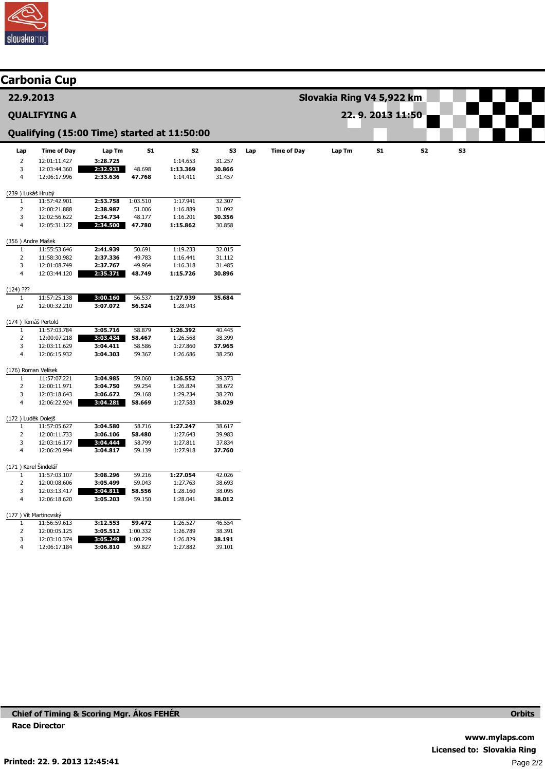# Carbonia Cup

**22.9.2013** — **Slovakia Ring V4 5,922 km**

**QUALIFYING A** — **22. 9. 2013 11:50**

**Qualifying (15:00 Time) started at 11:50:00**

| Lap | Time of Day | Lap Tm | S1 | S2 | S3 |
|---|---|---|---|---|---|
| 2 | 12:01:11.427 | **3:28.725** | | 1:14.653 | 31.257 |
| 3 | 12:03:44.360 | **2:32.933** | 48.698 | **1:13.369** | **30.866** |
| 4 | 12:06:17.996 | **2:33.636** | **47.768** | 1:14.411 | 31.457 |

(239 ) Lukáš Hrubý

| Lap | Time of Day | Lap Tm | S1 | S2 | S3 |
|---|---|---|---|---|---|
| 1 | 11:57:42.901 | **2:53.758** | 1:03.510 | 1:17.941 | 32.307 |
| 2 | 12:00:21.888 | **2:38.987** | 51.006 | 1:16.889 | 31.092 |
| 3 | 12:02:56.622 | **2:34.734** | 48.177 | 1:16.201 | **30.356** |
| 4 | 12:05:31.122 | **2:34.500** | **47.780** | **1:15.862** | 30.858 |

(356 ) Andre Mašek

| Lap | Time of Day | Lap Tm | S1 | S2 | S3 |
|---|---|---|---|---|---|
| 1 | 11:55:53.646 | **2:41.939** | 50.691 | 1:19.233 | 32.015 |
| 2 | 11:58:30.982 | **2:37.336** | 49.783 | 1:16.441 | 31.112 |
| 3 | 12:01:08.749 | **2:37.767** | 49.964 | 1:16.318 | 31.485 |
| 4 | 12:03:44.120 | **2:35.371** | **48.749** | **1:15.726** | **30.896** |

(124) ???

| Lap | Time of Day | Lap Tm | S1 | S2 | S3 |
|---|---|---|---|---|---|
| 1 | 11:57:25.138 | **3:00.160** | 56.537 | **1:27.939** | **35.684** |
| p2 | 12:00:32.210 | **3:07.072** | **56.524** | 1:28.943 | |

(174 ) Tomáš Pertold

| Lap | Time of Day | Lap Tm | S1 | S2 | S3 |
|---|---|---|---|---|---|
| 1 | 11:57:03.784 | **3:05.716** | 58.879 | **1:26.392** | 40.445 |
| 2 | 12:00:07.218 | **3:03.434** | **58.467** | 1:26.568 | 38.399 |
| 3 | 12:03:11.629 | **3:04.411** | 58.586 | 1:27.860 | **37.965** |
| 4 | 12:06:15.932 | **3:04.303** | 59.367 | 1:26.686 | 38.250 |

(176) Roman Velísek

| Lap | Time of Day | Lap Tm | S1 | S2 | S3 |
|---|---|---|---|---|---|
| 1 | 11:57:07.221 | **3:04.985** | 59.060 | **1:26.552** | 39.373 |
| 2 | 12:00:11.971 | **3:04.750** | 59.254 | 1:26.824 | 38.672 |
| 3 | 12:03:18.643 | **3:06.672** | 59.168 | 1:29.234 | 38.270 |
| 4 | 12:06:22.924 | **3:04.281** | **58.669** | 1:27.583 | **38.029** |

(172 ) Luděk Dolejš

| Lap | Time of Day | Lap Tm | S1 | S2 | S3 |
|---|---|---|---|---|---|
| 1 | 11:57:05.627 | **3:04.580** | 58.716 | **1:27.247** | 38.617 |
| 2 | 12:00:11.733 | **3:06.106** | **58.480** | 1:27.643 | 39.983 |
| 3 | 12:03:16.177 | **3:04.444** | 58.799 | 1:27.811 | 37.834 |
| 4 | 12:06:20.994 | **3:04.817** | 59.139 | 1:27.918 | **37.760** |

(171 ) Karel Šindelář

| Lap | Time of Day | Lap Tm | S1 | S2 | S3 |
|---|---|---|---|---|---|
| 1 | 11:57:03.107 | **3:08.296** | 59.216 | **1:27.054** | 42.026 |
| 2 | 12:00:08.606 | **3:05.499** | 59.043 | 1:27.763 | 38.693 |
| 3 | 12:03:13.417 | **3:04.811** | **58.556** | 1:28.160 | 38.095 |
| 4 | 12:06:18.620 | **3:05.203** | 59.150 | 1:28.041 | **38.012** |

(177 ) Vít Martinovský

| Lap | Time of Day | Lap Tm | S1 | S2 | S3 |
|---|---|---|---|---|---|
| 1 | 11:56:59.613 | **3:12.553** | **59.472** | 1:26.527 | 46.554 |
| 2 | 12:00:05.125 | **3:05.512** | 1:00.332 | 1:26.789 | 38.391 |
| 3 | 12:03:10.374 | **3:05.249** | 1:00.229 | 1:26.829 | **38.191** |
| 4 | 12:06:17.184 | **3:06.810** | 59.827 | 1:27.882 | 39.101 |

**Chief of Timing & Scoring Mgr. Ákos FEHÉR** — **Orbits**

**Race Director**

**www.mylaps.com**

**Licensed to: Slovakia Ring**

**Printed: 22. 9. 2013 12:45:41**